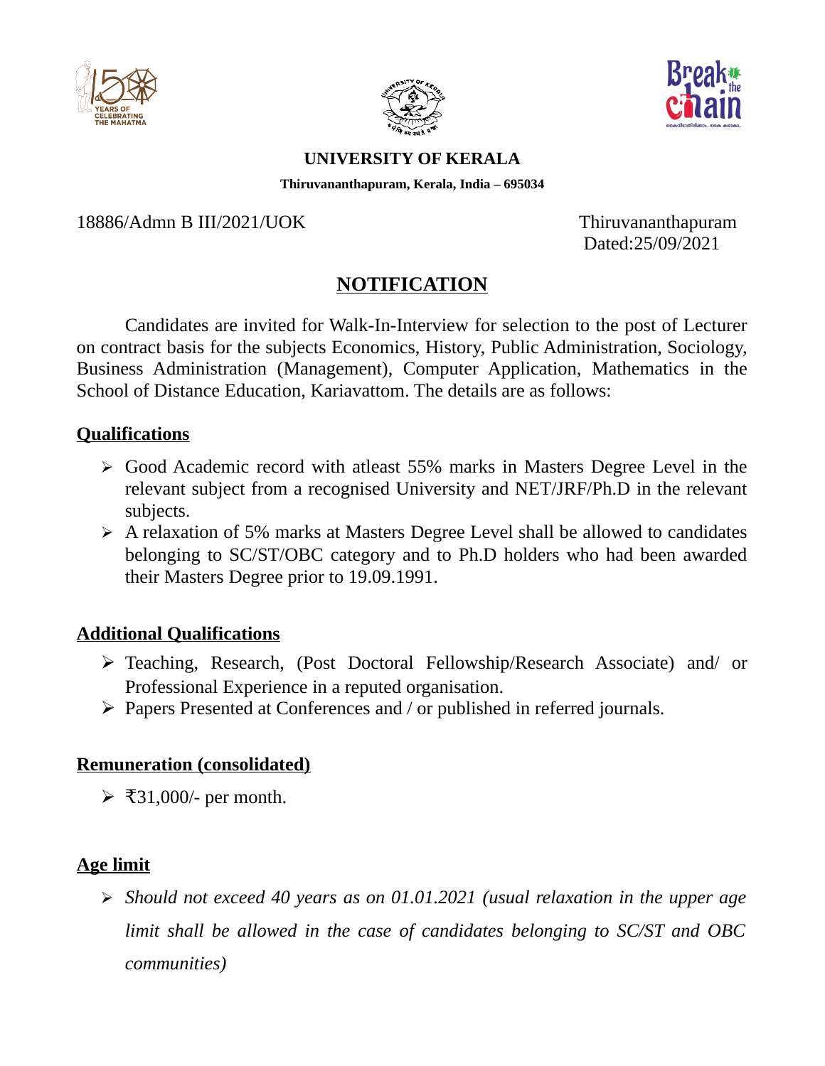# UNIVERSITY OF KERALA

**Thiruvananthapuram, Kerala, India – 695034**

18886/Admn B III/2021/UOK

Thiruvananthapuram
Dated:25/09/2021

## NOTIFICATION

Candidates are invited for Walk-In-Interview for selection to the post of Lecturer on contract basis for the subjects Economics, History, Public Administration, Sociology, Business Administration (Management), Computer Application, Mathematics in the School of Distance Education, Kariavattom. The details are as follows:

### Qualifications

- Good Academic record with atleast 55% marks in Masters Degree Level in the relevant subject from a recognised University and NET/JRF/Ph.D in the relevant subjects.
- A relaxation of 5% marks at Masters Degree Level shall be allowed to candidates belonging to SC/ST/OBC category and to Ph.D holders who had been awarded their Masters Degree prior to 19.09.1991.

### Additional Qualifications

- Teaching, Research, (Post Doctoral Fellowship/Research Associate) and/ or Professional Experience in a reputed organisation.
- Papers Presented at Conferences and / or published in referred journals.

### Remuneration (consolidated)

- ₹31,000/- per month.

### Age limit

- *Should not exceed 40 years as on 01.01.2021 (usual relaxation in the upper age limit shall be allowed in the case of candidates belonging to SC/ST and OBC communities)*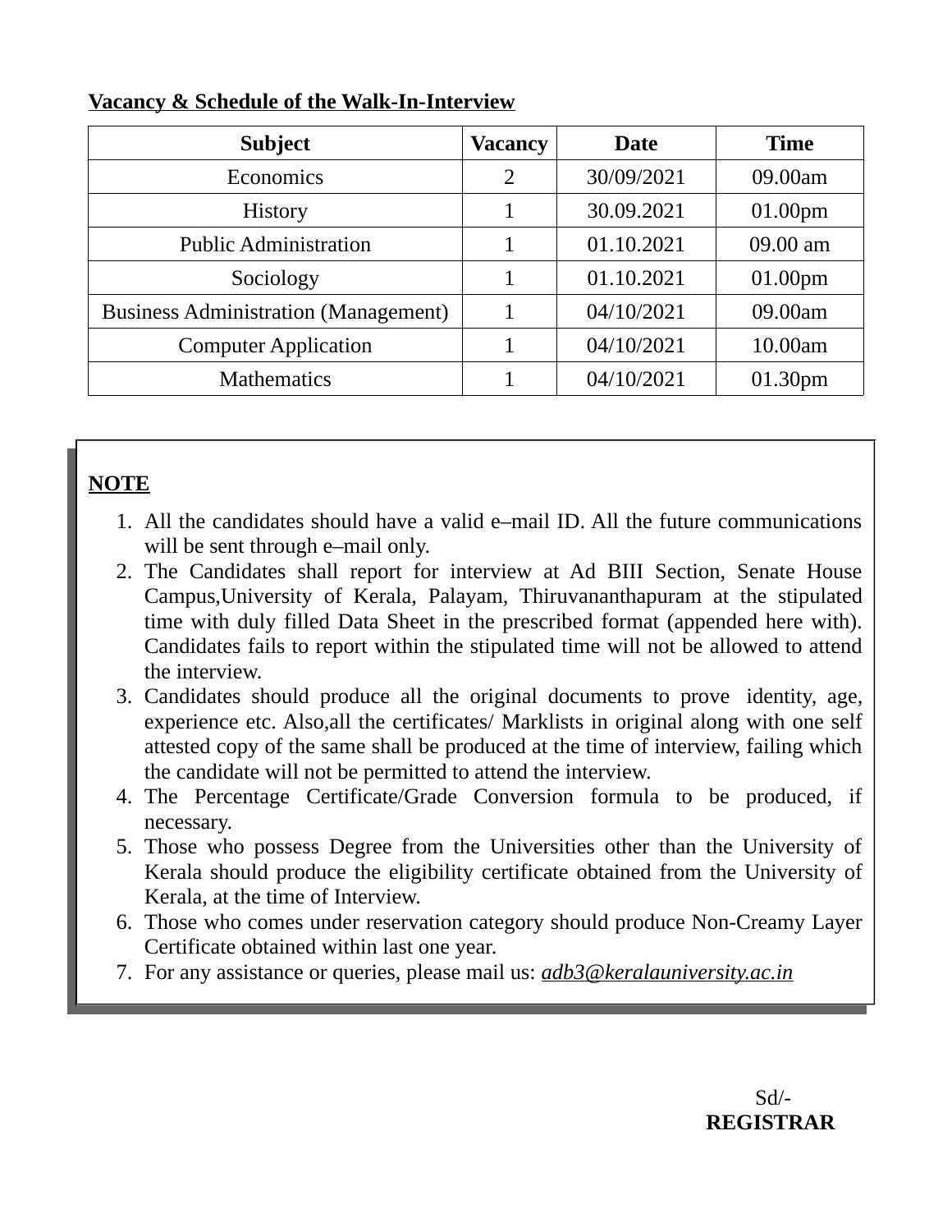**<u>Vacancy & Schedule of the Walk-In-Interview</u>**

| Subject | Vacancy | Date | Time |
|---|---|---|---|
| Economics | 2 | 30/09/2021 | 09.00am |
| History | 1 | 30.09.2021 | 01.00pm |
| Public Administration | 1 | 01.10.2021 | 09.00 am |
| Sociology | 1 | 01.10.2021 | 01.00pm |
| Business Administration (Management) | 1 | 04/10/2021 | 09.00am |
| Computer Application | 1 | 04/10/2021 | 10.00am |
| Mathematics | 1 | 04/10/2021 | 01.30pm |

**<u>NOTE</u>**

1. All the candidates should have a valid e–mail ID. All the future communications will be sent through e–mail only.
2. The Candidates shall report for interview at Ad BIII Section, Senate House Campus,University of Kerala, Palayam, Thiruvananthapuram at the stipulated time with duly filled Data Sheet in the prescribed format (appended here with). Candidates fails to report within the stipulated time will not be allowed to attend the interview.
3. Candidates should produce all the original documents to prove identity, age, experience etc. Also,all the certificates/ Marklists in original along with one self attested copy of the same shall be produced at the time of interview, failing which the candidate will not be permitted to attend the interview.
4. The Percentage Certificate/Grade Conversion formula to be produced, if necessary.
5. Those who possess Degree from the Universities other than the University of Kerala should produce the eligibility certificate obtained from the University of Kerala, at the time of Interview.
6. Those who comes under reservation category should produce Non-Creamy Layer Certificate obtained within last one year.
7. For any assistance or queries, please mail us: *adb3@keralauniversity.ac.in*

Sd/-
**REGISTRAR**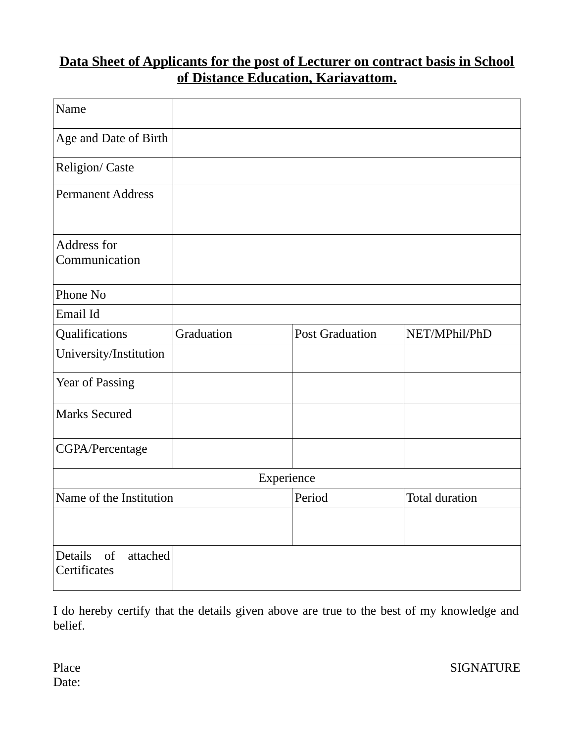**Data Sheet of Applicants for the post of Lecturer on contract basis in School of Distance Education, Kariavattom.**

| | | | |
|---|---|---|---|
| Name | | | |
| Age and Date of Birth | | | |
| Religion/ Caste | | | |
| Permanent Address | | | |
| Address for Communication | | | |
| Phone No | | | |
| Email Id | | | |
| Qualifications | Graduation | Post Graduation | NET/MPhil/PhD |
| University/Institution | | | |
| Year of Passing | | | |
| Marks Secured | | | |
| CGPA/Percentage | | | |
| Experience | | | |
| Name of the Institution | | Period | Total duration |
| | | | |
| Details of attached Certificates | | | |

I do hereby certify that the details given above are true to the best of my knowledge and belief.

Place

Date:

SIGNATURE